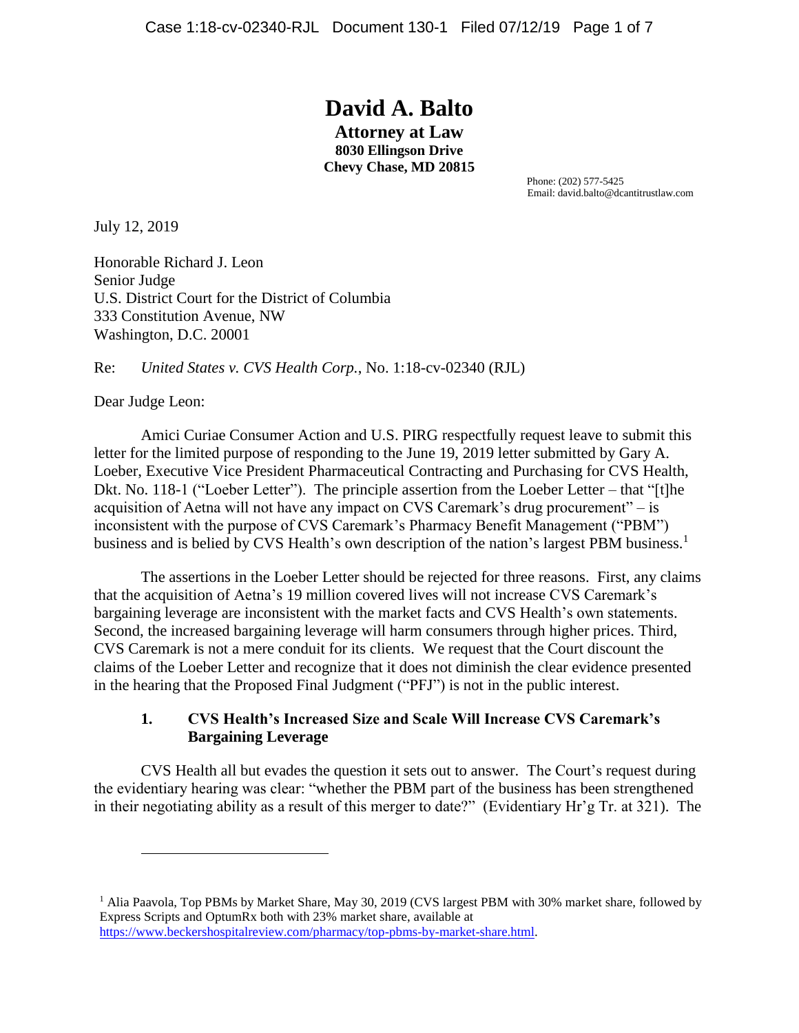# David A. Balto

**Attorney at Law**
**8030 Ellingson Drive**
**Chevy Chase, MD 20815**

Phone: (202) 577-5425
Email: david.balto@dcantitrustlaw.com

July 12, 2019

Honorable Richard J. Leon
Senior Judge
U.S. District Court for the District of Columbia
333 Constitution Avenue, NW
Washington, D.C. 20001

Re: *United States v. CVS Health Corp.*, No. 1:18-cv-02340 (RJL)

Dear Judge Leon:

Amici Curiae Consumer Action and U.S. PIRG respectfully request leave to submit this letter for the limited purpose of responding to the June 19, 2019 letter submitted by Gary A. Loeber, Executive Vice President Pharmaceutical Contracting and Purchasing for CVS Health, Dkt. No. 118-1 ("Loeber Letter"). The principle assertion from the Loeber Letter – that "[t]he acquisition of Aetna will not have any impact on CVS Caremark's drug procurement" – is inconsistent with the purpose of CVS Caremark's Pharmacy Benefit Management ("PBM") business and is belied by CVS Health's own description of the nation's largest PBM business.[1]

The assertions in the Loeber Letter should be rejected for three reasons. First, any claims that the acquisition of Aetna's 19 million covered lives will not increase CVS Caremark's bargaining leverage are inconsistent with the market facts and CVS Health's own statements. Second, the increased bargaining leverage will harm consumers through higher prices. Third, CVS Caremark is not a mere conduit for its clients. We request that the Court discount the claims of the Loeber Letter and recognize that it does not diminish the clear evidence presented in the hearing that the Proposed Final Judgment ("PFJ") is not in the public interest.

## 1. CVS Health's Increased Size and Scale Will Increase CVS Caremark's Bargaining Leverage

CVS Health all but evades the question it sets out to answer. The Court's request during the evidentiary hearing was clear: "whether the PBM part of the business has been strengthened in their negotiating ability as a result of this merger to date?" (Evidentiary Hr'g Tr. at 321). The

---

[1] Alia Paavola, Top PBMs by Market Share, May 30, 2019 (CVS largest PBM with 30% market share, followed by Express Scripts and OptumRx both with 23% market share, available at https://www.beckershospitalreview.com/pharmacy/top-pbms-by-market-share.html.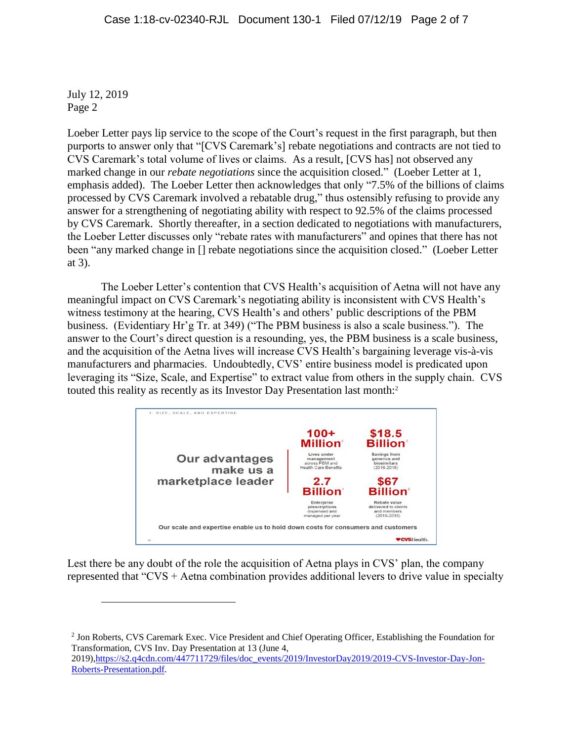Loeber Letter pays lip service to the scope of the Court's request in the first paragraph, but then purports to answer only that "[CVS Caremark's] rebate negotiations and contracts are not tied to CVS Caremark's total volume of lives or claims. As a result, [CVS has] not observed any marked change in our *rebate negotiations* since the acquisition closed." (Loeber Letter at 1, emphasis added). The Loeber Letter then acknowledges that only "7.5% of the billions of claims processed by CVS Caremark involved a rebatable drug," thus ostensibly refusing to provide any answer for a strengthening of negotiating ability with respect to 92.5% of the claims processed by CVS Caremark. Shortly thereafter, in a section dedicated to negotiations with manufacturers, the Loeber Letter discusses only "rebate rates with manufacturers" and opines that there has not been "any marked change in [] rebate negotiations since the acquisition closed." (Loeber Letter at 3).

The Loeber Letter's contention that CVS Health's acquisition of Aetna will not have any meaningful impact on CVS Caremark's negotiating ability is inconsistent with CVS Health's witness testimony at the hearing, CVS Health's and others' public descriptions of the PBM business. (Evidentiary Hr'g Tr. at 349) ("The PBM business is also a scale business."). The answer to the Court's direct question is a resounding, yes, the PBM business is a scale business, and the acquisition of the Aetna lives will increase CVS Health's bargaining leverage vis-à-vis manufacturers and pharmacies. Undoubtedly, CVS' entire business model is predicated upon leveraging its "Size, Scale, and Expertise" to extract value from others in the supply chain. CVS touted this reality as recently as its Investor Day Presentation last month:[2]

1. SIZE, SCALE, AND EXPERTISE

**Our advantages make us a marketplace leader**

| | |
|---|---|
| **100+ Million**[3] Lives under management across PBM and Health Care Benefits | **$18.5 Billion**[2] Savings from generics and biosimilars (2016-2018) |
| **2.7 Billion**[1] Enterprise prescriptions dispensed and managed per year | **$67 Billion**[2] Rebate value delivered to clients and members (2016-2018) |

Our scale and expertise enable us to hold down costs for consumers and customers

Lest there be any doubt of the role the acquisition of Aetna plays in CVS' plan, the company represented that "CVS + Aetna combination provides additional levers to drive value in specialty

---

[2] Jon Roberts, CVS Caremark Exec. Vice President and Chief Operating Officer, Establishing the Foundation for Transformation, CVS Inv. Day Presentation at 13 (June 4, 2019),https://s2.q4cdn.com/447711729/files/doc_events/2019/InvestorDay2019/2019-CVS-Investor-Day-Jon-Roberts-Presentation.pdf.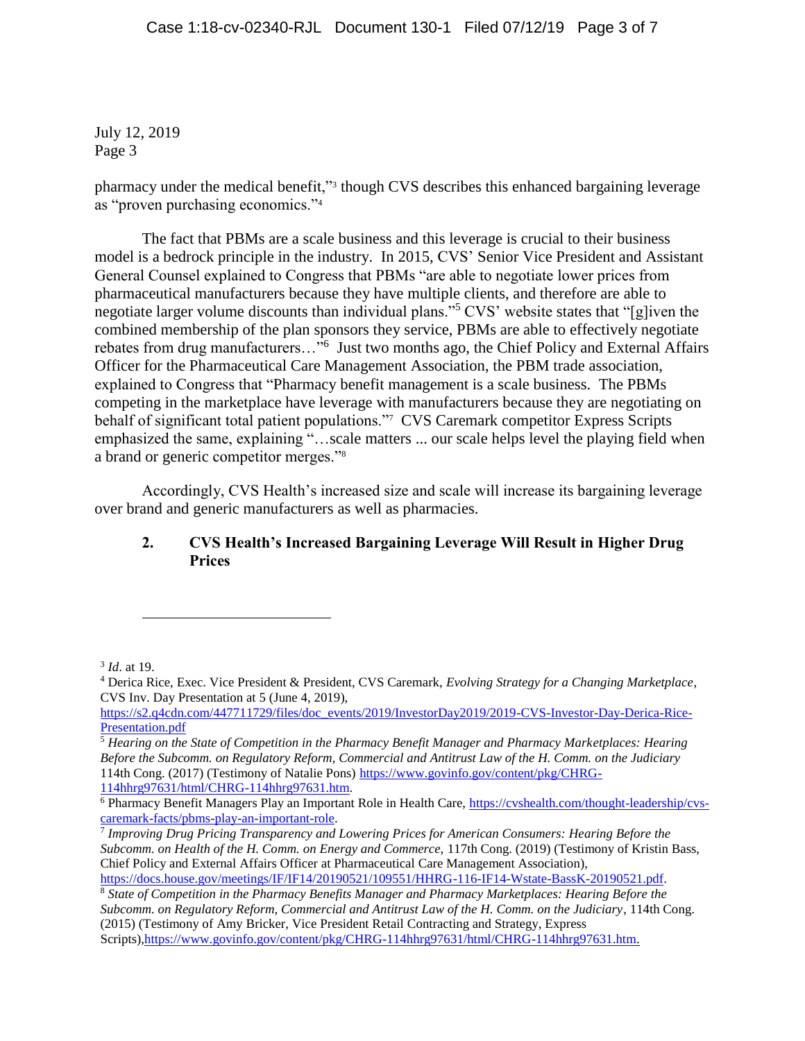July 12, 2019
Page 3

pharmacy under the medical benefit,"[3] though CVS describes this enhanced bargaining leverage as "proven purchasing economics."[4]

The fact that PBMs are a scale business and this leverage is crucial to their business model is a bedrock principle in the industry. In 2015, CVS' Senior Vice President and Assistant General Counsel explained to Congress that PBMs "are able to negotiate lower prices from pharmaceutical manufacturers because they have multiple clients, and therefore are able to negotiate larger volume discounts than individual plans."[5] CVS' website states that "[g]iven the combined membership of the plan sponsors they service, PBMs are able to effectively negotiate rebates from drug manufacturers…"[6] Just two months ago, the Chief Policy and External Affairs Officer for the Pharmaceutical Care Management Association, the PBM trade association, explained to Congress that "Pharmacy benefit management is a scale business. The PBMs competing in the marketplace have leverage with manufacturers because they are negotiating on behalf of significant total patient populations."[7] CVS Caremark competitor Express Scripts emphasized the same, explaining "…scale matters ... our scale helps level the playing field when a brand or generic competitor merges."[8]

Accordingly, CVS Health's increased size and scale will increase its bargaining leverage over brand and generic manufacturers as well as pharmacies.

### 2. CVS Health's Increased Bargaining Leverage Will Result in Higher Drug Prices

---

[3] *Id*. at 19.

[4] Derica Rice, Exec. Vice President & President, CVS Caremark, *Evolving Strategy for a Changing Marketplace*, CVS Inv. Day Presentation at 5 (June 4, 2019), https://s2.q4cdn.com/447711729/files/doc_events/2019/InvestorDay2019/2019-CVS-Investor-Day-Derica-Rice-Presentation.pdf

[5] *Hearing on the State of Competition in the Pharmacy Benefit Manager and Pharmacy Marketplaces: Hearing Before the Subcomm. on Regulatory Reform, Commercial and Antitrust Law of the H. Comm. on the Judiciary* 114th Cong. (2017) (Testimony of Natalie Pons) https://www.govinfo.gov/content/pkg/CHRG-114hhrg97631/html/CHRG-114hhrg97631.htm.

[6] Pharmacy Benefit Managers Play an Important Role in Health Care, https://cvshealth.com/thought-leadership/cvs-caremark-facts/pbms-play-an-important-role.

[7] *Improving Drug Pricing Transparency and Lowering Prices for American Consumers: Hearing Before the Subcomm. on Health of the H. Comm. on Energy and Commerce,* 117th Cong. (2019) (Testimony of Kristin Bass, Chief Policy and External Affairs Officer at Pharmaceutical Care Management Association), https://docs.house.gov/meetings/IF/IF14/20190521/109551/HHRG-116-IF14-Wstate-BassK-20190521.pdf.

[8] *State of Competition in the Pharmacy Benefits Manager and Pharmacy Marketplaces: Hearing Before the Subcomm. on Regulatory Reform, Commercial and Antitrust Law of the H. Comm. on the Judiciary*, 114th Cong. (2015) (Testimony of Amy Bricker, Vice President Retail Contracting and Strategy, Express Scripts),https://www.govinfo.gov/content/pkg/CHRG-114hhrg97631/html/CHRG-114hhrg97631.htm.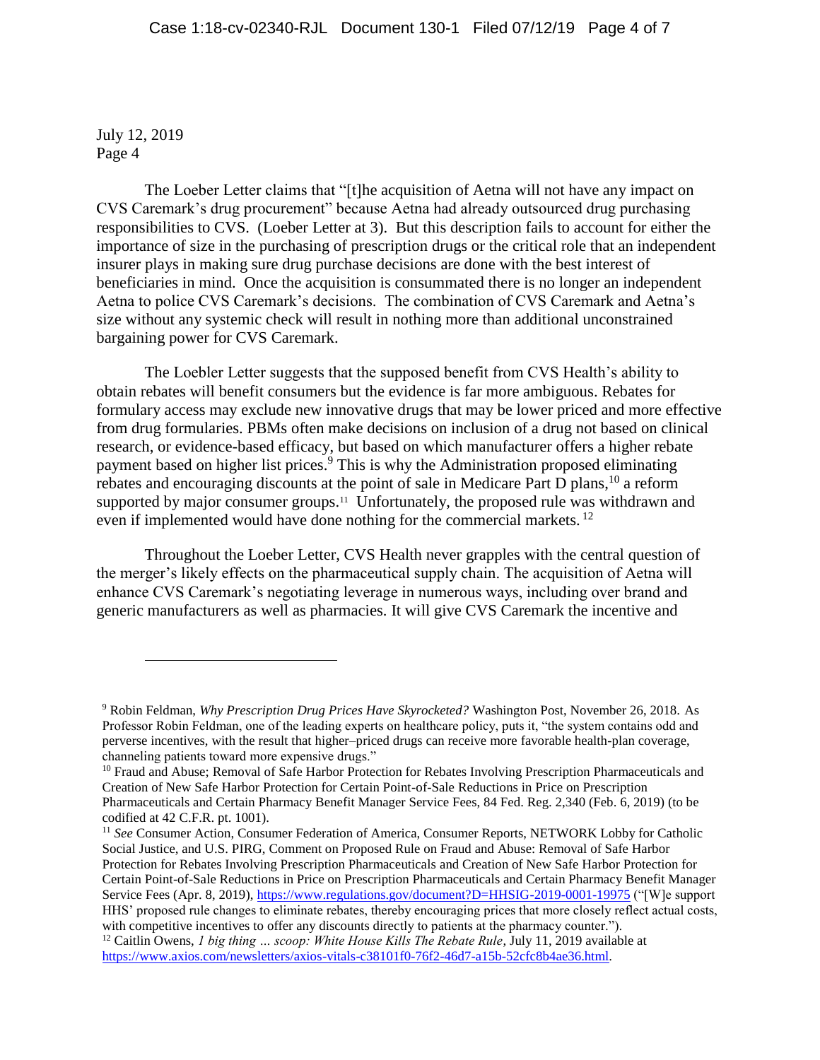July 12, 2019
Page 4

The Loeber Letter claims that "[t]he acquisition of Aetna will not have any impact on CVS Caremark's drug procurement" because Aetna had already outsourced drug purchasing responsibilities to CVS. (Loeber Letter at 3). But this description fails to account for either the importance of size in the purchasing of prescription drugs or the critical role that an independent insurer plays in making sure drug purchase decisions are done with the best interest of beneficiaries in mind. Once the acquisition is consummated there is no longer an independent Aetna to police CVS Caremark's decisions. The combination of CVS Caremark and Aetna's size without any systemic check will result in nothing more than additional unconstrained bargaining power for CVS Caremark.

The Loebler Letter suggests that the supposed benefit from CVS Health's ability to obtain rebates will benefit consumers but the evidence is far more ambiguous. Rebates for formulary access may exclude new innovative drugs that may be lower priced and more effective from drug formularies. PBMs often make decisions on inclusion of a drug not based on clinical research, or evidence-based efficacy, but based on which manufacturer offers a higher rebate payment based on higher list prices.[9] This is why the Administration proposed eliminating rebates and encouraging discounts at the point of sale in Medicare Part D plans,[10] a reform supported by major consumer groups.[11] Unfortunately, the proposed rule was withdrawn and even if implemented would have done nothing for the commercial markets.[12]

Throughout the Loeber Letter, CVS Health never grapples with the central question of the merger's likely effects on the pharmaceutical supply chain. The acquisition of Aetna will enhance CVS Caremark's negotiating leverage in numerous ways, including over brand and generic manufacturers as well as pharmacies. It will give CVS Caremark the incentive and

---

[9] Robin Feldman, *Why Prescription Drug Prices Have Skyrocketed?* Washington Post, November 26, 2018. As Professor Robin Feldman, one of the leading experts on healthcare policy, puts it, "the system contains odd and perverse incentives, with the result that higher–priced drugs can receive more favorable health-plan coverage, channeling patients toward more expensive drugs."

[10] Fraud and Abuse; Removal of Safe Harbor Protection for Rebates Involving Prescription Pharmaceuticals and Creation of New Safe Harbor Protection for Certain Point-of-Sale Reductions in Price on Prescription Pharmaceuticals and Certain Pharmacy Benefit Manager Service Fees, 84 Fed. Reg. 2,340 (Feb. 6, 2019) (to be codified at 42 C.F.R. pt. 1001).

[11] *See* Consumer Action, Consumer Federation of America, Consumer Reports, NETWORK Lobby for Catholic Social Justice, and U.S. PIRG, Comment on Proposed Rule on Fraud and Abuse: Removal of Safe Harbor Protection for Rebates Involving Prescription Pharmaceuticals and Creation of New Safe Harbor Protection for Certain Point-of-Sale Reductions in Price on Prescription Pharmaceuticals and Certain Pharmacy Benefit Manager Service Fees (Apr. 8, 2019), https://www.regulations.gov/document?D=HHSIG-2019-0001-19975 ("[W]e support HHS' proposed rule changes to eliminate rebates, thereby encouraging prices that more closely reflect actual costs, with competitive incentives to offer any discounts directly to patients at the pharmacy counter.").

[12] Caitlin Owens, *1 big thing ... scoop: White House Kills The Rebate Rule*, July 11, 2019 available at https://www.axios.com/newsletters/axios-vitals-c38101f0-76f2-46d7-a15b-52cfc8b4ae36.html.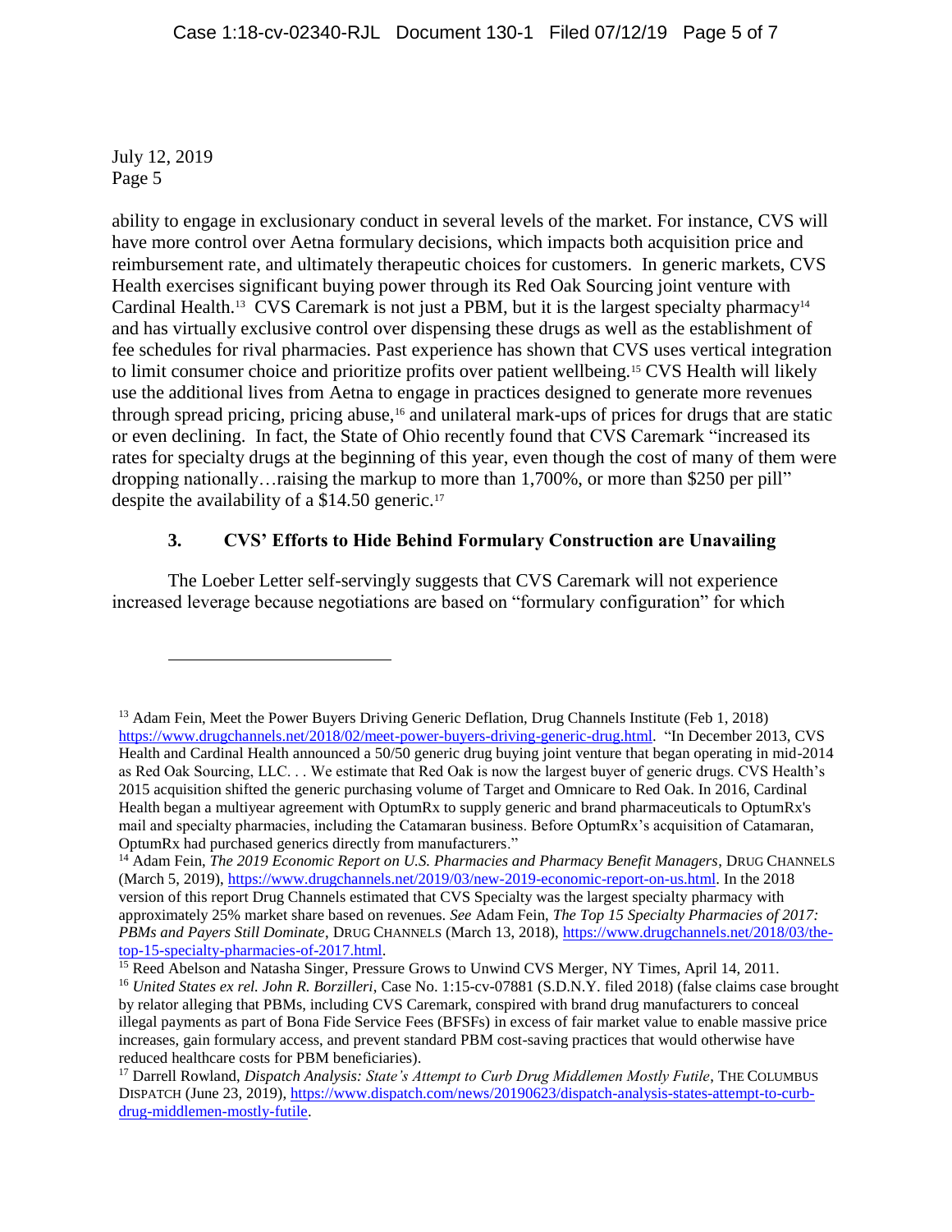ability to engage in exclusionary conduct in several levels of the market. For instance, CVS will have more control over Aetna formulary decisions, which impacts both acquisition price and reimbursement rate, and ultimately therapeutic choices for customers. In generic markets, CVS Health exercises significant buying power through its Red Oak Sourcing joint venture with Cardinal Health.[13] CVS Caremark is not just a PBM, but it is the largest specialty pharmacy[14] and has virtually exclusive control over dispensing these drugs as well as the establishment of fee schedules for rival pharmacies. Past experience has shown that CVS uses vertical integration to limit consumer choice and prioritize profits over patient wellbeing.[15] CVS Health will likely use the additional lives from Aetna to engage in practices designed to generate more revenues through spread pricing, pricing abuse,[16] and unilateral mark-ups of prices for drugs that are static or even declining. In fact, the State of Ohio recently found that CVS Caremark "increased its rates for specialty drugs at the beginning of this year, even though the cost of many of them were dropping nationally…raising the markup to more than 1,700%, or more than $250 per pill" despite the availability of a $14.50 generic.[17]

### 3. CVS' Efforts to Hide Behind Formulary Construction are Unavailing

The Loeber Letter self-servingly suggests that CVS Caremark will not experience increased leverage because negotiations are based on "formulary configuration" for which

---

[13] Adam Fein, Meet the Power Buyers Driving Generic Deflation, Drug Channels Institute (Feb 1, 2018) https://www.drugchannels.net/2018/02/meet-power-buyers-driving-generic-drug.html. "In December 2013, CVS Health and Cardinal Health announced a 50/50 generic drug buying joint venture that began operating in mid-2014 as Red Oak Sourcing, LLC. . . We estimate that Red Oak is now the largest buyer of generic drugs. CVS Health's 2015 acquisition shifted the generic purchasing volume of Target and Omnicare to Red Oak. In 2016, Cardinal Health began a multiyear agreement with OptumRx to supply generic and brand pharmaceuticals to OptumRx's mail and specialty pharmacies, including the Catamaran business. Before OptumRx's acquisition of Catamaran, OptumRx had purchased generics directly from manufacturers."

[14] Adam Fein, *The 2019 Economic Report on U.S. Pharmacies and Pharmacy Benefit Managers*, DRUG CHANNELS (March 5, 2019), https://www.drugchannels.net/2019/03/new-2019-economic-report-on-us.html. In the 2018 version of this report Drug Channels estimated that CVS Specialty was the largest specialty pharmacy with approximately 25% market share based on revenues. *See* Adam Fein, *The Top 15 Specialty Pharmacies of 2017: PBMs and Payers Still Dominate*, DRUG CHANNELS (March 13, 2018), https://www.drugchannels.net/2018/03/the-top-15-specialty-pharmacies-of-2017.html.

[15] Reed Abelson and Natasha Singer, Pressure Grows to Unwind CVS Merger, NY Times, April 14, 2011.

[16] *United States ex rel. John R. Borzilleri*, Case No. 1:15-cv-07881 (S.D.N.Y. filed 2018) (false claims case brought by relator alleging that PBMs, including CVS Caremark, conspired with brand drug manufacturers to conceal illegal payments as part of Bona Fide Service Fees (BFSFs) in excess of fair market value to enable massive price increases, gain formulary access, and prevent standard PBM cost-saving practices that would otherwise have reduced healthcare costs for PBM beneficiaries).

[17] Darrell Rowland, *Dispatch Analysis: State's Attempt to Curb Drug Middlemen Mostly Futile*, THE COLUMBUS DISPATCH (June 23, 2019), https://www.dispatch.com/news/20190623/dispatch-analysis-states-attempt-to-curb-drug-middlemen-mostly-futile.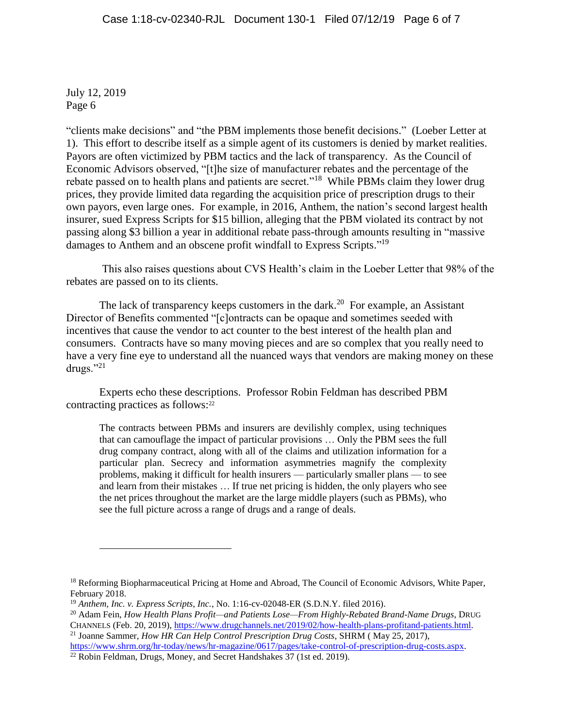July 12, 2019
Page 6

"clients make decisions" and "the PBM implements those benefit decisions." (Loeber Letter at 1). This effort to describe itself as a simple agent of its customers is denied by market realities. Payors are often victimized by PBM tactics and the lack of transparency. As the Council of Economic Advisors observed, "[t]he size of manufacturer rebates and the percentage of the rebate passed on to health plans and patients are secret."[18] While PBMs claim they lower drug prices, they provide limited data regarding the acquisition price of prescription drugs to their own payors, even large ones. For example, in 2016, Anthem, the nation's second largest health insurer, sued Express Scripts for $15 billion, alleging that the PBM violated its contract by not passing along $3 billion a year in additional rebate pass-through amounts resulting in "massive damages to Anthem and an obscene profit windfall to Express Scripts."[19]

This also raises questions about CVS Health's claim in the Loeber Letter that 98% of the rebates are passed on to its clients.

The lack of transparency keeps customers in the dark.[20] For example, an Assistant Director of Benefits commented "[c]ontracts can be opaque and sometimes seeded with incentives that cause the vendor to act counter to the best interest of the health plan and consumers. Contracts have so many moving pieces and are so complex that you really need to have a very fine eye to understand all the nuanced ways that vendors are making money on these drugs."[21]

Experts echo these descriptions. Professor Robin Feldman has described PBM contracting practices as follows:[22]

> The contracts between PBMs and insurers are devilishly complex, using techniques that can camouflage the impact of particular provisions … Only the PBM sees the full drug company contract, along with all of the claims and utilization information for a particular plan. Secrecy and information asymmetries magnify the complexity problems, making it difficult for health insurers — particularly smaller plans — to see and learn from their mistakes … If true net pricing is hidden, the only players who see the net prices throughout the market are the large middle players (such as PBMs), who see the full picture across a range of drugs and a range of deals.

---

[18] Reforming Biopharmaceutical Pricing at Home and Abroad, The Council of Economic Advisors, White Paper, February 2018.

[19] *Anthem, Inc. v. Express Scripts, Inc.*, No. 1:16-cv-02048-ER (S.D.N.Y. filed 2016).

[20] Adam Fein, *How Health Plans Profit—and Patients Lose—From Highly-Rebated Brand-Name Drugs*, DRUG CHANNELS (Feb. 20, 2019), https://www.drugchannels.net/2019/02/how-health-plans-profitand-patients.html.

[21] Joanne Sammer, *How HR Can Help Control Prescription Drug Costs*, SHRM ( May 25, 2017), https://www.shrm.org/hr-today/news/hr-magazine/0617/pages/take-control-of-prescription-drug-costs.aspx.

[22] Robin Feldman, Drugs, Money, and Secret Handshakes 37 (1st ed. 2019).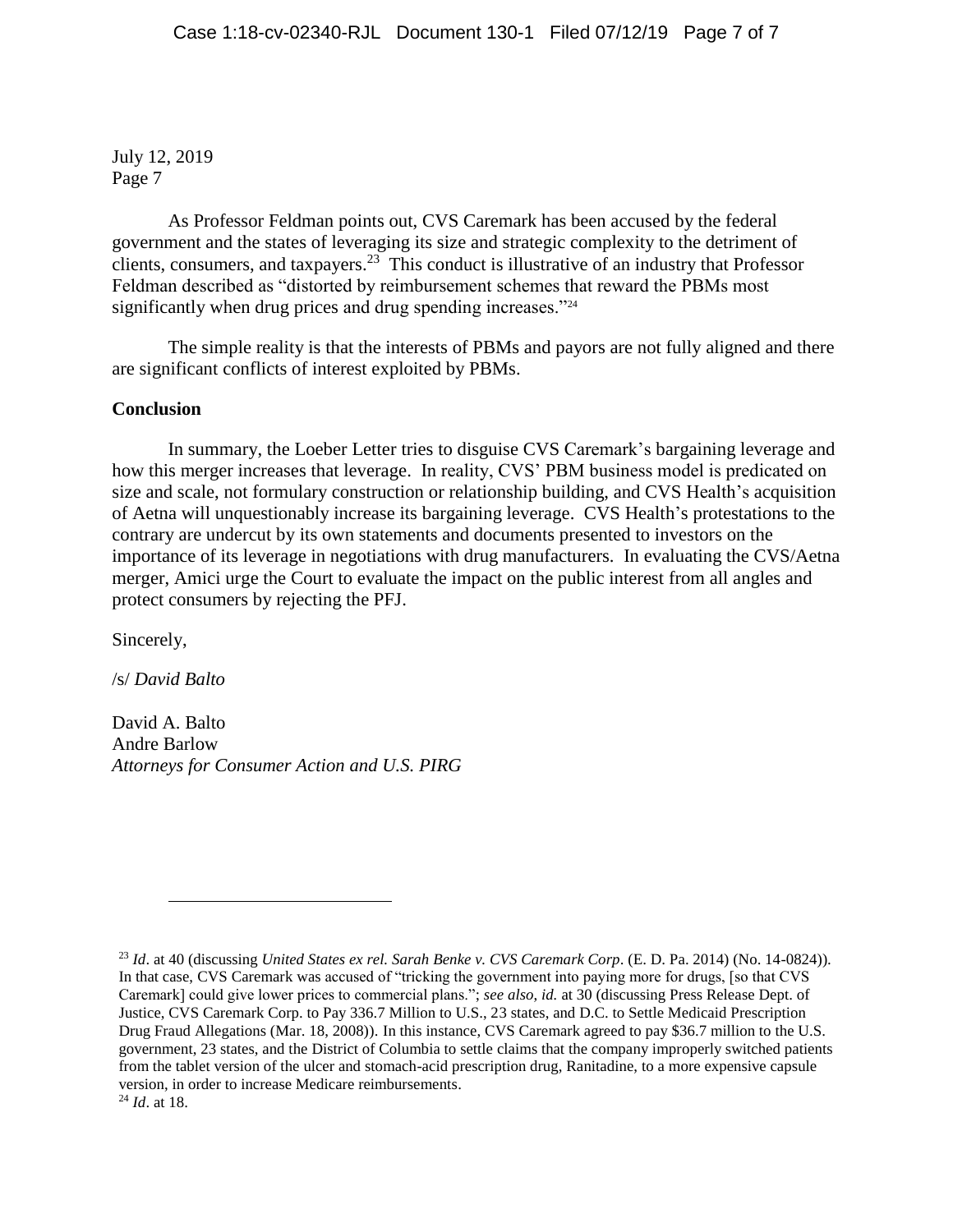July 12, 2019
Page 7

As Professor Feldman points out, CVS Caremark has been accused by the federal government and the states of leveraging its size and strategic complexity to the detriment of clients, consumers, and taxpayers.[23] This conduct is illustrative of an industry that Professor Feldman described as "distorted by reimbursement schemes that reward the PBMs most significantly when drug prices and drug spending increases."[24]

The simple reality is that the interests of PBMs and payors are not fully aligned and there are significant conflicts of interest exploited by PBMs.

**Conclusion**

In summary, the Loeber Letter tries to disguise CVS Caremark's bargaining leverage and how this merger increases that leverage. In reality, CVS' PBM business model is predicated on size and scale, not formulary construction or relationship building, and CVS Health's acquisition of Aetna will unquestionably increase its bargaining leverage. CVS Health's protestations to the contrary are undercut by its own statements and documents presented to investors on the importance of its leverage in negotiations with drug manufacturers. In evaluating the CVS/Aetna merger, Amici urge the Court to evaluate the impact on the public interest from all angles and protect consumers by rejecting the PFJ.

Sincerely,

/s/ *David Balto*

David A. Balto
Andre Barlow
*Attorneys for Consumer Action and U.S. PIRG*

---

[23] *Id*. at 40 (discussing *United States ex rel. Sarah Benke v. CVS Caremark Corp*. (E. D. Pa. 2014) (No. 14-0824)). In that case, CVS Caremark was accused of "tricking the government into paying more for drugs, [so that CVS Caremark] could give lower prices to commercial plans."; *see also, id.* at 30 (discussing Press Release Dept. of Justice, CVS Caremark Corp. to Pay 336.7 Million to U.S., 23 states, and D.C. to Settle Medicaid Prescription Drug Fraud Allegations (Mar. 18, 2008)). In this instance, CVS Caremark agreed to pay $36.7 million to the U.S. government, 23 states, and the District of Columbia to settle claims that the company improperly switched patients from the tablet version of the ulcer and stomach-acid prescription drug, Ranitadine, to a more expensive capsule version, in order to increase Medicare reimbursements.

[24] *Id*. at 18.